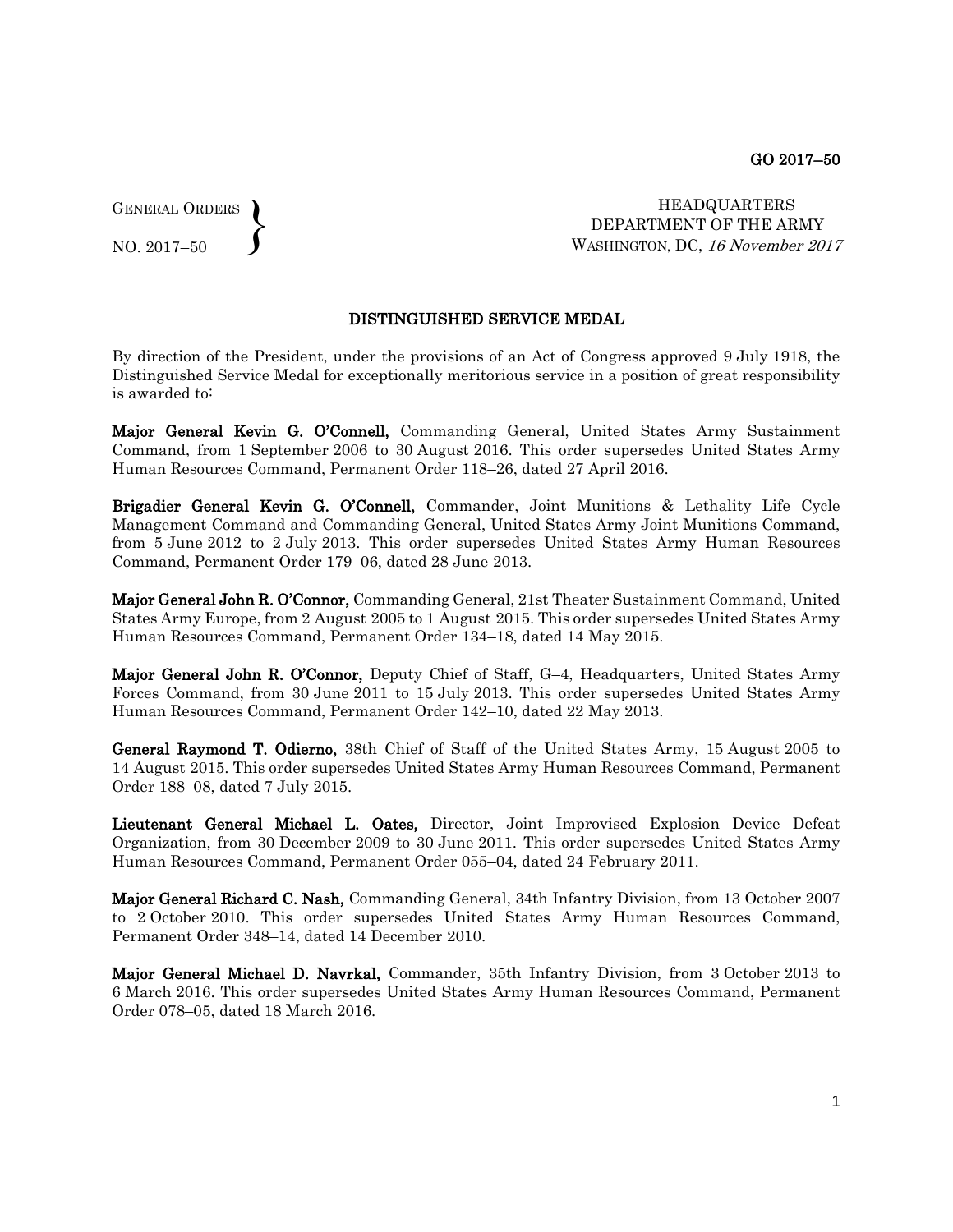GENERAL ORDERS
NO. 2017–50

HEADQUARTERS
DEPARTMENT OF THE ARMY
WASHINGTON, DC, *16 November 2017*

## DISTINGUISHED SERVICE MEDAL

By direction of the President, under the provisions of an Act of Congress approved 9 July 1918, the Distinguished Service Medal for exceptionally meritorious service in a position of great responsibility is awarded to:

**Major General Kevin G. O'Connell,** Commanding General, United States Army Sustainment Command, from 1 September 2006 to 30 August 2016. This order supersedes United States Army Human Resources Command, Permanent Order 118–26, dated 27 April 2016.

**Brigadier General Kevin G. O'Connell,** Commander, Joint Munitions & Lethality Life Cycle Management Command and Commanding General, United States Army Joint Munitions Command, from 5 June 2012 to 2 July 2013. This order supersedes United States Army Human Resources Command, Permanent Order 179–06, dated 28 June 2013.

**Major General John R. O'Connor,** Commanding General, 21st Theater Sustainment Command, United States Army Europe, from 2 August 2005 to 1 August 2015. This order supersedes United States Army Human Resources Command, Permanent Order 134–18, dated 14 May 2015.

**Major General John R. O'Connor,** Deputy Chief of Staff, G–4, Headquarters, United States Army Forces Command, from 30 June 2011 to 15 July 2013. This order supersedes United States Army Human Resources Command, Permanent Order 142–10, dated 22 May 2013.

**General Raymond T. Odierno,** 38th Chief of Staff of the United States Army, 15 August 2005 to 14 August 2015. This order supersedes United States Army Human Resources Command, Permanent Order 188–08, dated 7 July 2015.

**Lieutenant General Michael L. Oates,** Director, Joint Improvised Explosion Device Defeat Organization, from 30 December 2009 to 30 June 2011. This order supersedes United States Army Human Resources Command, Permanent Order 055–04, dated 24 February 2011.

**Major General Richard C. Nash,** Commanding General, 34th Infantry Division, from 13 October 2007 to 2 October 2010. This order supersedes United States Army Human Resources Command, Permanent Order 348–14, dated 14 December 2010.

**Major General Michael D. Navrkal,** Commander, 35th Infantry Division, from 3 October 2013 to 6 March 2016. This order supersedes United States Army Human Resources Command, Permanent Order 078–05, dated 18 March 2016.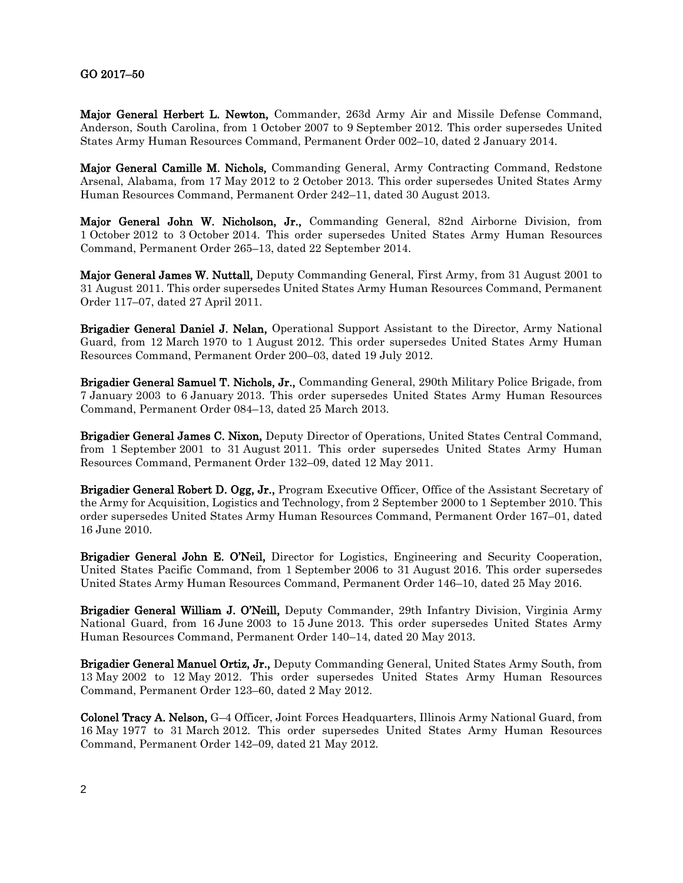GO 2017–50

**Major General Herbert L. Newton,** Commander, 263d Army Air and Missile Defense Command, Anderson, South Carolina, from 1 October 2007 to 9 September 2012. This order supersedes United States Army Human Resources Command, Permanent Order 002–10, dated 2 January 2014.

**Major General Camille M. Nichols,** Commanding General, Army Contracting Command, Redstone Arsenal, Alabama, from 17 May 2012 to 2 October 2013. This order supersedes United States Army Human Resources Command, Permanent Order 242–11, dated 30 August 2013.

**Major General John W. Nicholson, Jr.,** Commanding General, 82nd Airborne Division, from 1 October 2012 to 3 October 2014. This order supersedes United States Army Human Resources Command, Permanent Order 265–13, dated 22 September 2014.

**Major General James W. Nuttall,** Deputy Commanding General, First Army, from 31 August 2001 to 31 August 2011. This order supersedes United States Army Human Resources Command, Permanent Order 117–07, dated 27 April 2011.

**Brigadier General Daniel J. Nelan,** Operational Support Assistant to the Director, Army National Guard, from 12 March 1970 to 1 August 2012. This order supersedes United States Army Human Resources Command, Permanent Order 200–03, dated 19 July 2012.

**Brigadier General Samuel T. Nichols, Jr.,** Commanding General, 290th Military Police Brigade, from 7 January 2003 to 6 January 2013. This order supersedes United States Army Human Resources Command, Permanent Order 084–13, dated 25 March 2013.

**Brigadier General James C. Nixon,** Deputy Director of Operations, United States Central Command, from 1 September 2001 to 31 August 2011. This order supersedes United States Army Human Resources Command, Permanent Order 132–09, dated 12 May 2011.

**Brigadier General Robert D. Ogg, Jr.,** Program Executive Officer, Office of the Assistant Secretary of the Army for Acquisition, Logistics and Technology, from 2 September 2000 to 1 September 2010. This order supersedes United States Army Human Resources Command, Permanent Order 167–01, dated 16 June 2010.

**Brigadier General John E. O'Neil,** Director for Logistics, Engineering and Security Cooperation, United States Pacific Command, from 1 September 2006 to 31 August 2016. This order supersedes United States Army Human Resources Command, Permanent Order 146–10, dated 25 May 2016.

**Brigadier General William J. O'Neill,** Deputy Commander, 29th Infantry Division, Virginia Army National Guard, from 16 June 2003 to 15 June 2013. This order supersedes United States Army Human Resources Command, Permanent Order 140–14, dated 20 May 2013.

**Brigadier General Manuel Ortiz, Jr.,** Deputy Commanding General, United States Army South, from 13 May 2002 to 12 May 2012. This order supersedes United States Army Human Resources Command, Permanent Order 123–60, dated 2 May 2012.

**Colonel Tracy A. Nelson,** G–4 Officer, Joint Forces Headquarters, Illinois Army National Guard, from 16 May 1977 to 31 March 2012. This order supersedes United States Army Human Resources Command, Permanent Order 142–09, dated 21 May 2012.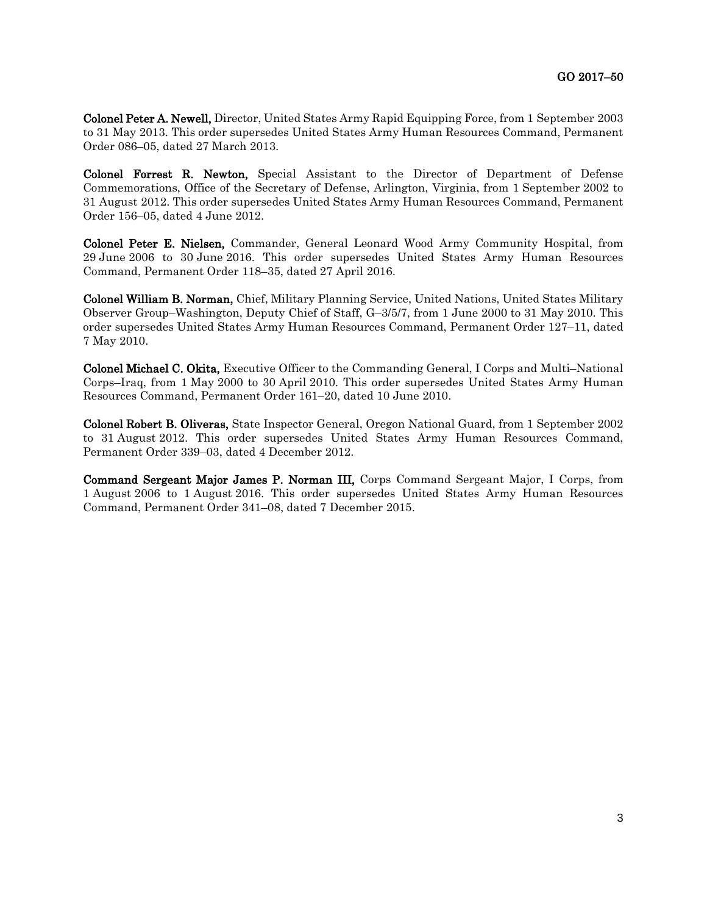**Colonel Peter A. Newell,** Director, United States Army Rapid Equipping Force, from 1 September 2003 to 31 May 2013. This order supersedes United States Army Human Resources Command, Permanent Order 086–05, dated 27 March 2013.

**Colonel Forrest R. Newton,** Special Assistant to the Director of Department of Defense Commemorations, Office of the Secretary of Defense, Arlington, Virginia, from 1 September 2002 to 31 August 2012. This order supersedes United States Army Human Resources Command, Permanent Order 156–05, dated 4 June 2012.

**Colonel Peter E. Nielsen,** Commander, General Leonard Wood Army Community Hospital, from 29 June 2006 to 30 June 2016. This order supersedes United States Army Human Resources Command, Permanent Order 118–35, dated 27 April 2016.

**Colonel William B. Norman,** Chief, Military Planning Service, United Nations, United States Military Observer Group–Washington, Deputy Chief of Staff, G–3/5/7, from 1 June 2000 to 31 May 2010. This order supersedes United States Army Human Resources Command, Permanent Order 127–11, dated 7 May 2010.

**Colonel Michael C. Okita,** Executive Officer to the Commanding General, I Corps and Multi–National Corps–Iraq, from 1 May 2000 to 30 April 2010. This order supersedes United States Army Human Resources Command, Permanent Order 161–20, dated 10 June 2010.

**Colonel Robert B. Oliveras,** State Inspector General, Oregon National Guard, from 1 September 2002 to 31 August 2012. This order supersedes United States Army Human Resources Command, Permanent Order 339–03, dated 4 December 2012.

**Command Sergeant Major James P. Norman III,** Corps Command Sergeant Major, I Corps, from 1 August 2006 to 1 August 2016. This order supersedes United States Army Human Resources Command, Permanent Order 341–08, dated 7 December 2015.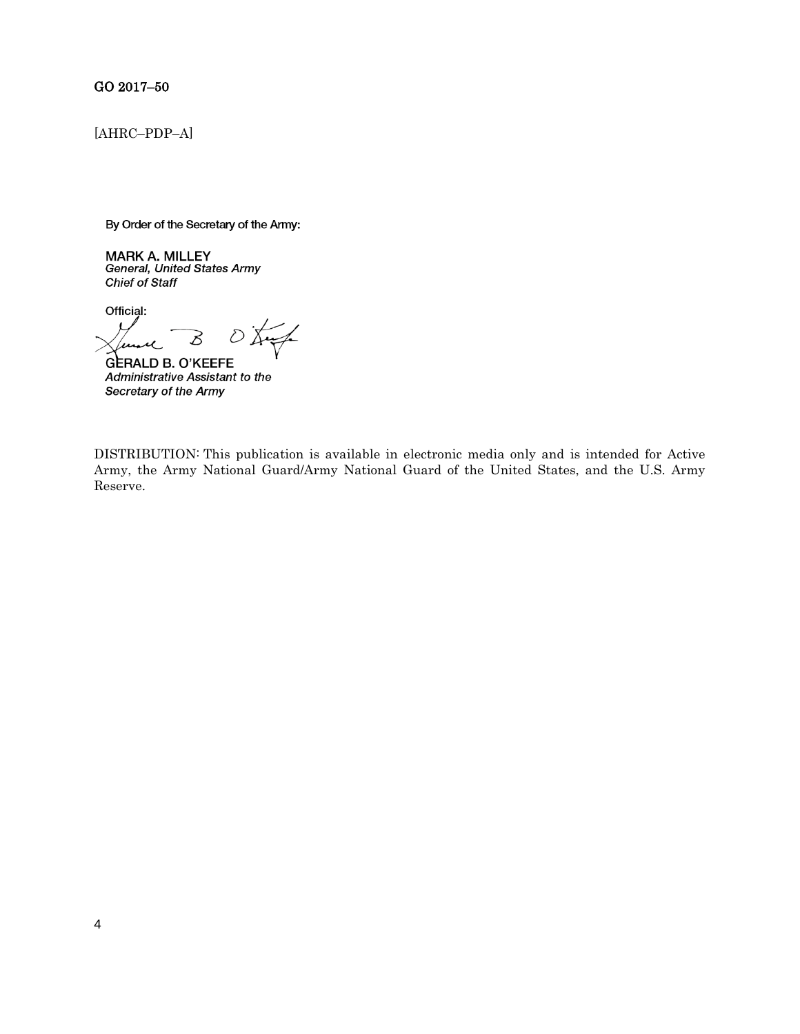**GO 2017–50**

[AHRC–PDP–A]

By Order of the Secretary of the Army:

**MARK A. MILLEY**
*General, United States Army*
*Chief of Staff*

Official:

**GERALD B. O'KEEFE**
*Administrative Assistant to the*
*Secretary of the Army*

DISTRIBUTION: This publication is available in electronic media only and is intended for Active Army, the Army National Guard/Army National Guard of the United States, and the U.S. Army Reserve.